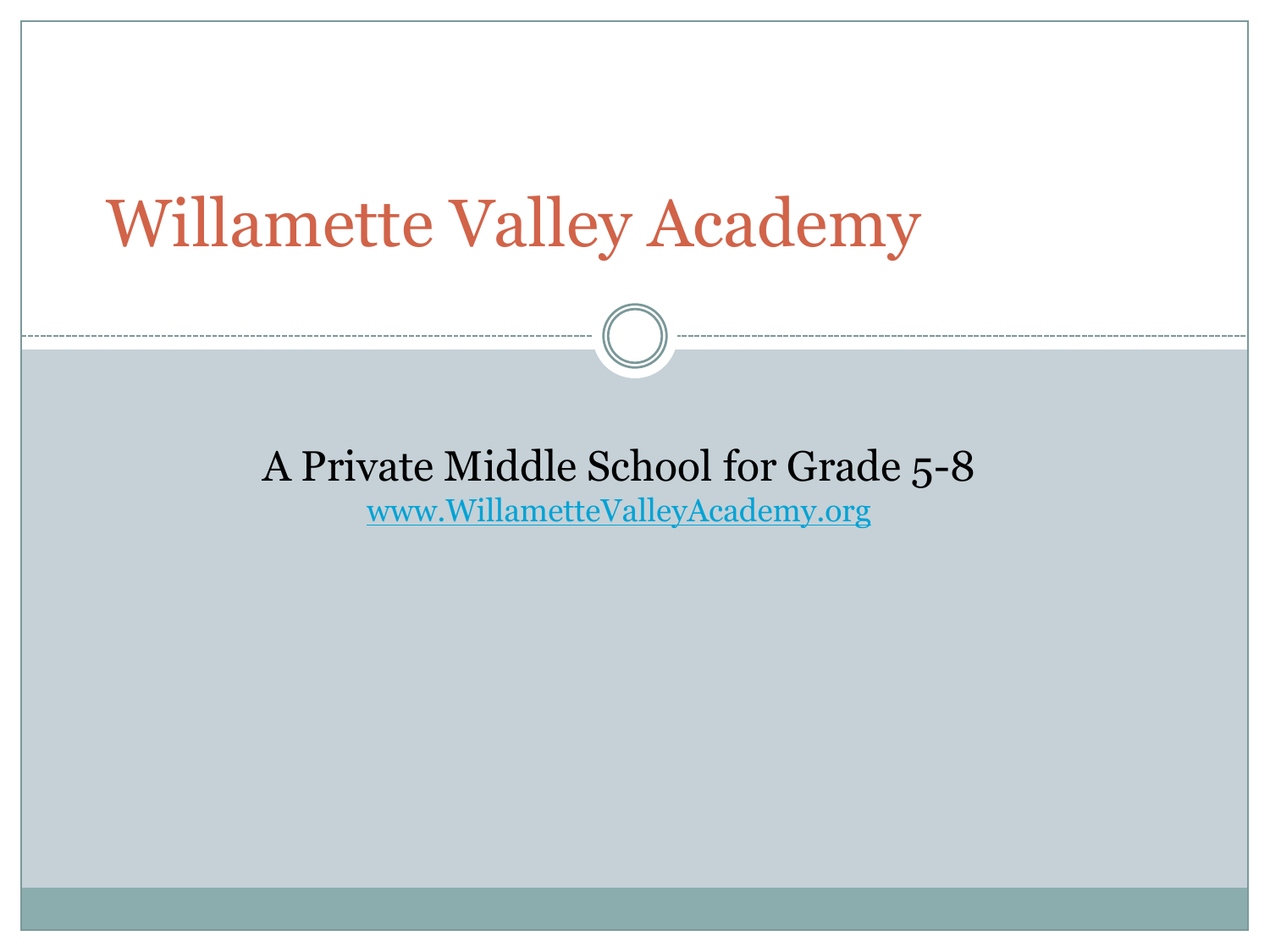# Willamette Valley Academy

A Private Middle School for Grade 5-8

www.WillametteValleyAcademy.org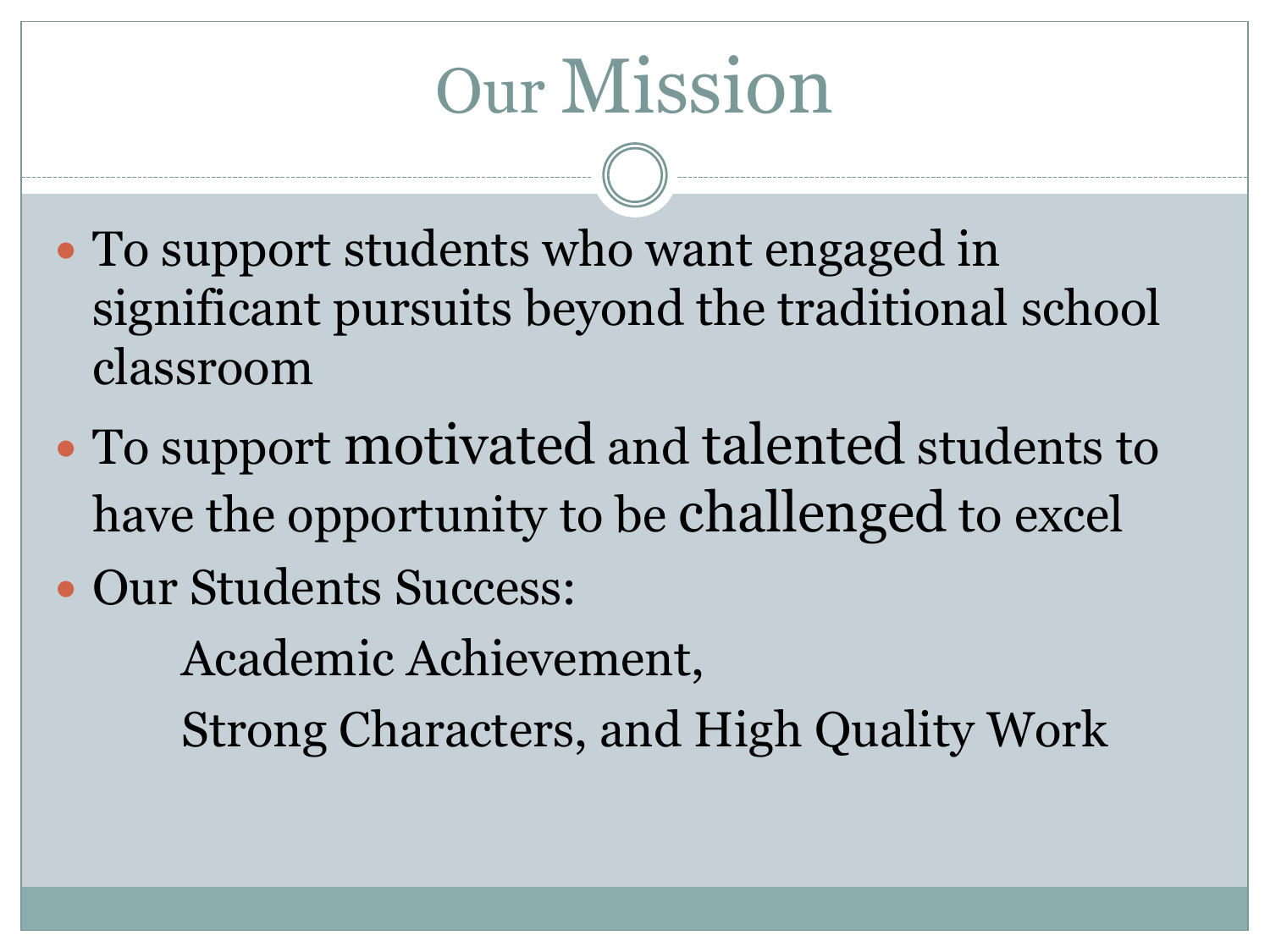# Our Mission

- To support students who want engaged in significant pursuits beyond the traditional school classroom
- To support motivated and talented students to have the opportunity to be challenged to excel
- Our Students Success:

  Academic Achievement,

  Strong Characters, and High Quality Work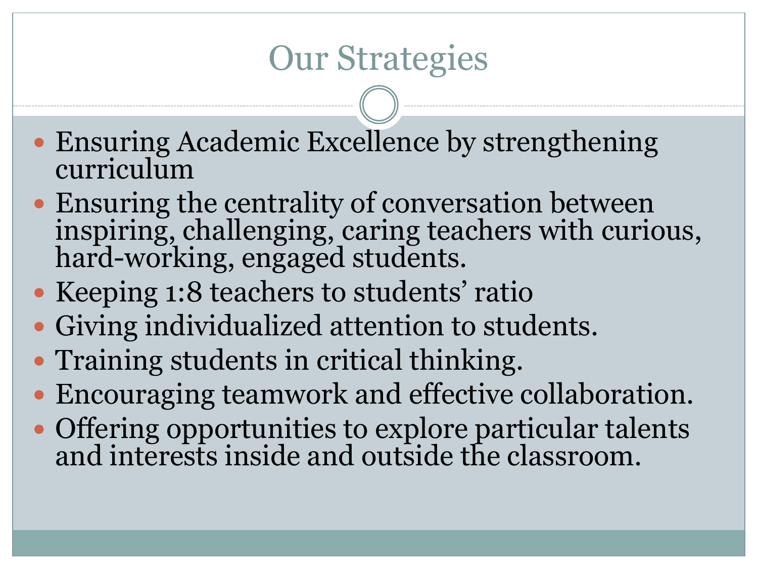# Our Strategies

- Ensuring Academic Excellence by strengthening curriculum
- Ensuring the centrality of conversation between inspiring, challenging, caring teachers with curious, hard-working, engaged students.
- Keeping 1:8 teachers to students' ratio
- Giving individualized attention to students.
- Training students in critical thinking.
- Encouraging teamwork and effective collaboration.
- Offering opportunities to explore particular talents and interests inside and outside the classroom.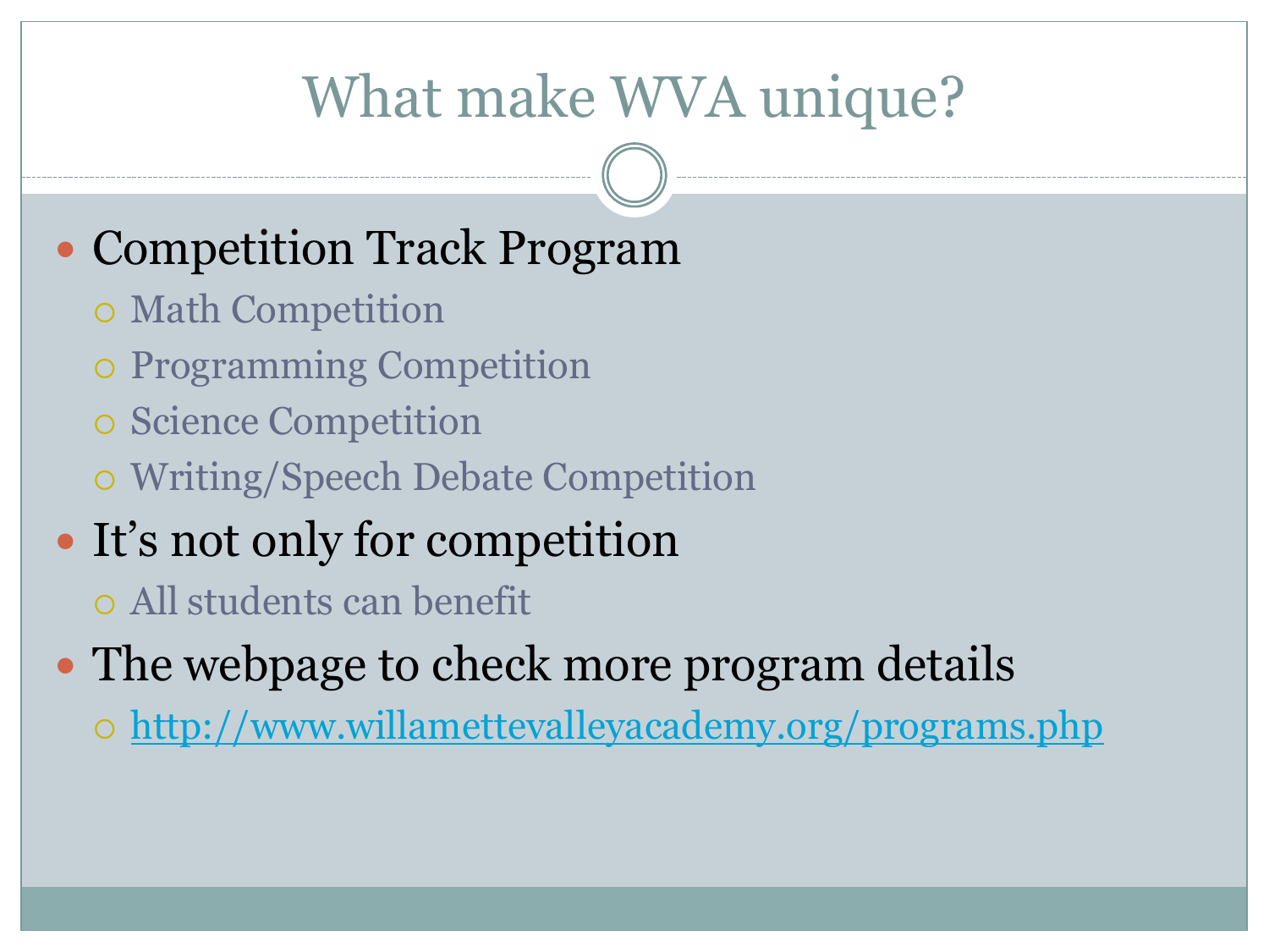# What make WVA unique?

- Competition Track Program
  - Math Competition
  - Programming Competition
  - Science Competition
  - Writing/Speech Debate Competition
- It's not only for competition
  - All students can benefit
- The webpage to check more program details
  - http://www.willamettevalleyacademy.org/programs.php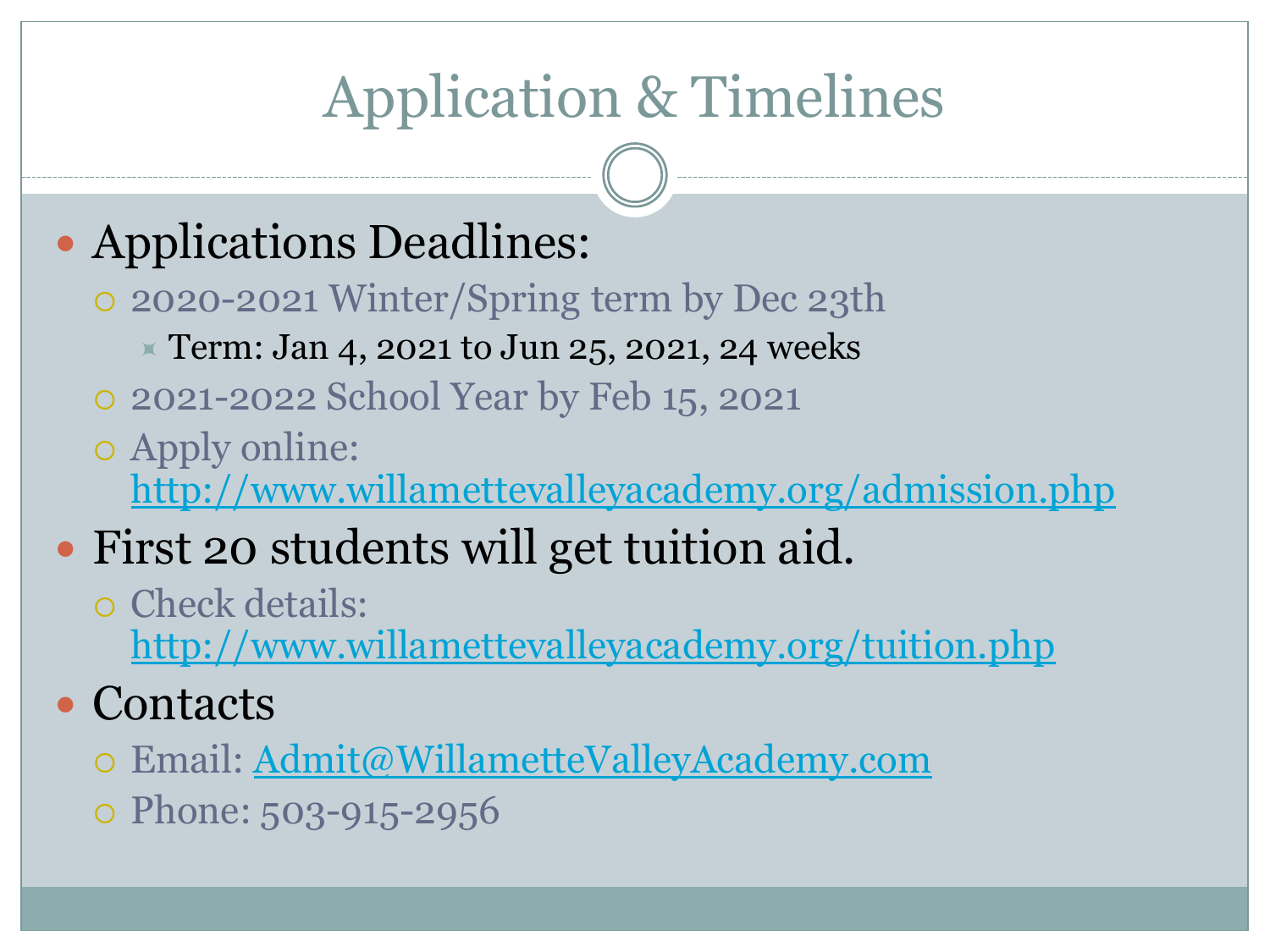# Application & Timelines

- Applications Deadlines:
  - 2020-2021 Winter/Spring term by Dec 23th
    - Term: Jan 4, 2021 to Jun 25, 2021, 24 weeks
  - 2021-2022 School Year by Feb 15, 2021
  - Apply online: [http://www.willamettevalleyacademy.org/admission.php](http://www.willamettevalleyacademy.org/admission.php)
- First 20 students will get tuition aid.
  - Check details: [http://www.willamettevalleyacademy.org/tuition.php](http://www.willamettevalleyacademy.org/tuition.php)
- Contacts
  - Email: [Admit@WillametteValleyAcademy.com](mailto:Admit@WillametteValleyAcademy.com)
  - Phone: 503-915-2956